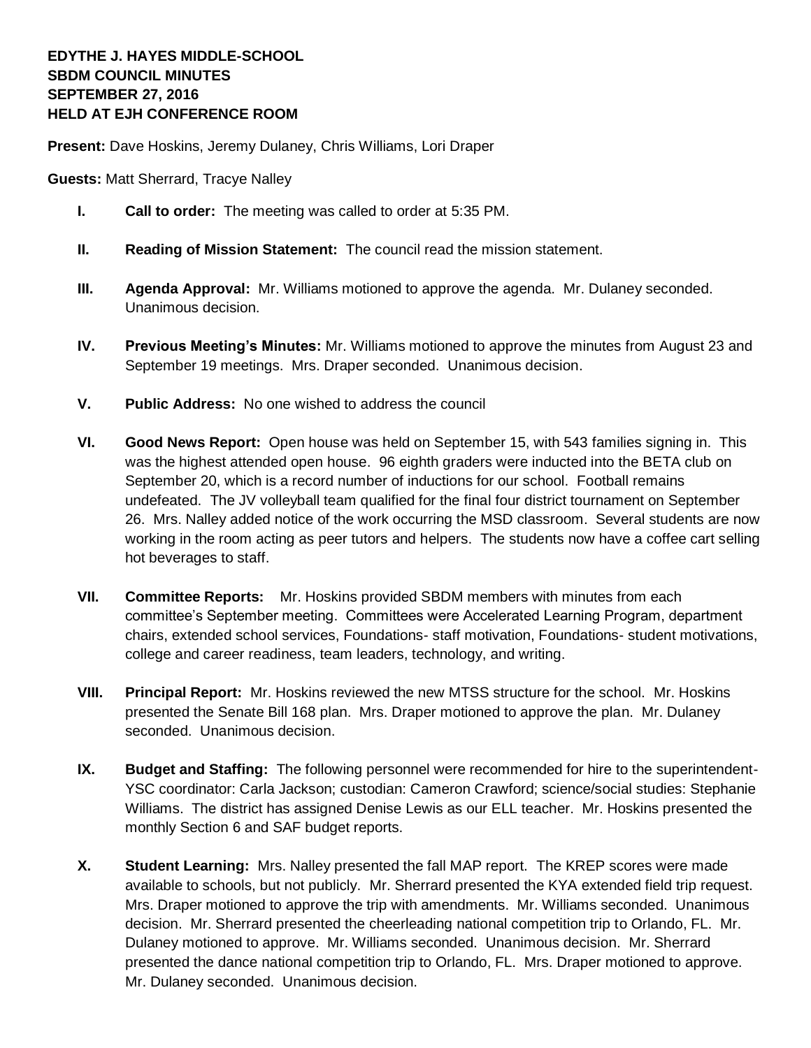**EDYTHE J. HAYES MIDDLE-SCHOOL**
**SBDM COUNCIL MINUTES**
**SEPTEMBER 27, 2016**
**HELD AT EJH CONFERENCE ROOM**

**Present:** Dave Hoskins, Jeremy Dulaney, Chris Williams, Lori Draper

**Guests:** Matt Sherrard, Tracye Nalley

- **I. Call to order:** The meeting was called to order at 5:35 PM.

- **II. Reading of Mission Statement:** The council read the mission statement.

- **III. Agenda Approval:** Mr. Williams motioned to approve the agenda. Mr. Dulaney seconded. Unanimous decision.

- **IV. Previous Meeting's Minutes:** Mr. Williams motioned to approve the minutes from August 23 and September 19 meetings. Mrs. Draper seconded. Unanimous decision.

- **V. Public Address:** No one wished to address the council

- **VI. Good News Report:** Open house was held on September 15, with 543 families signing in. This was the highest attended open house. 96 eighth graders were inducted into the BETA club on September 20, which is a record number of inductions for our school. Football remains undefeated. The JV volleyball team qualified for the final four district tournament on September 26. Mrs. Nalley added notice of the work occurring the MSD classroom. Several students are now working in the room acting as peer tutors and helpers. The students now have a coffee cart selling hot beverages to staff.

- **VII. Committee Reports:** Mr. Hoskins provided SBDM members with minutes from each committee's September meeting. Committees were Accelerated Learning Program, department chairs, extended school services, Foundations- staff motivation, Foundations- student motivations, college and career readiness, team leaders, technology, and writing.

- **VIII. Principal Report:** Mr. Hoskins reviewed the new MTSS structure for the school. Mr. Hoskins presented the Senate Bill 168 plan. Mrs. Draper motioned to approve the plan. Mr. Dulaney seconded. Unanimous decision.

- **IX. Budget and Staffing:** The following personnel were recommended for hire to the superintendent- YSC coordinator: Carla Jackson; custodian: Cameron Crawford; science/social studies: Stephanie Williams. The district has assigned Denise Lewis as our ELL teacher. Mr. Hoskins presented the monthly Section 6 and SAF budget reports.

- **X. Student Learning:** Mrs. Nalley presented the fall MAP report. The KREP scores were made available to schools, but not publicly. Mr. Sherrard presented the KYA extended field trip request. Mrs. Draper motioned to approve the trip with amendments. Mr. Williams seconded. Unanimous decision. Mr. Sherrard presented the cheerleading national competition trip to Orlando, FL. Mr. Dulaney motioned to approve. Mr. Williams seconded. Unanimous decision. Mr. Sherrard presented the dance national competition trip to Orlando, FL. Mrs. Draper motioned to approve. Mr. Dulaney seconded. Unanimous decision.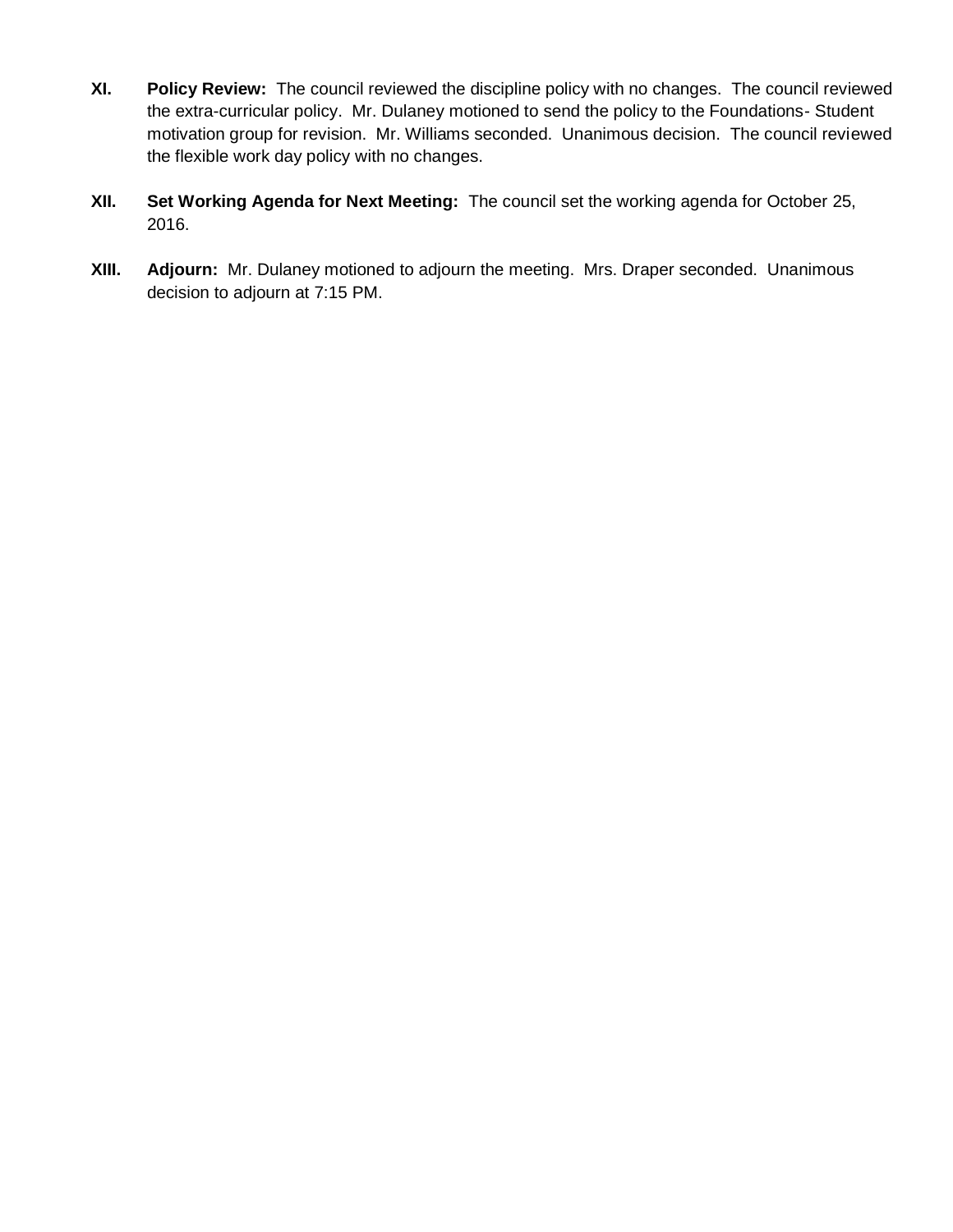**XI.** **Policy Review:** The council reviewed the discipline policy with no changes. The council reviewed the extra-curricular policy. Mr. Dulaney motioned to send the policy to the Foundations- Student motivation group for revision. Mr. Williams seconded. Unanimous decision. The council reviewed the flexible work day policy with no changes.

**XII.** **Set Working Agenda for Next Meeting:** The council set the working agenda for October 25, 2016.

**XIII.** **Adjourn:** Mr. Dulaney motioned to adjourn the meeting. Mrs. Draper seconded. Unanimous decision to adjourn at 7:15 PM.